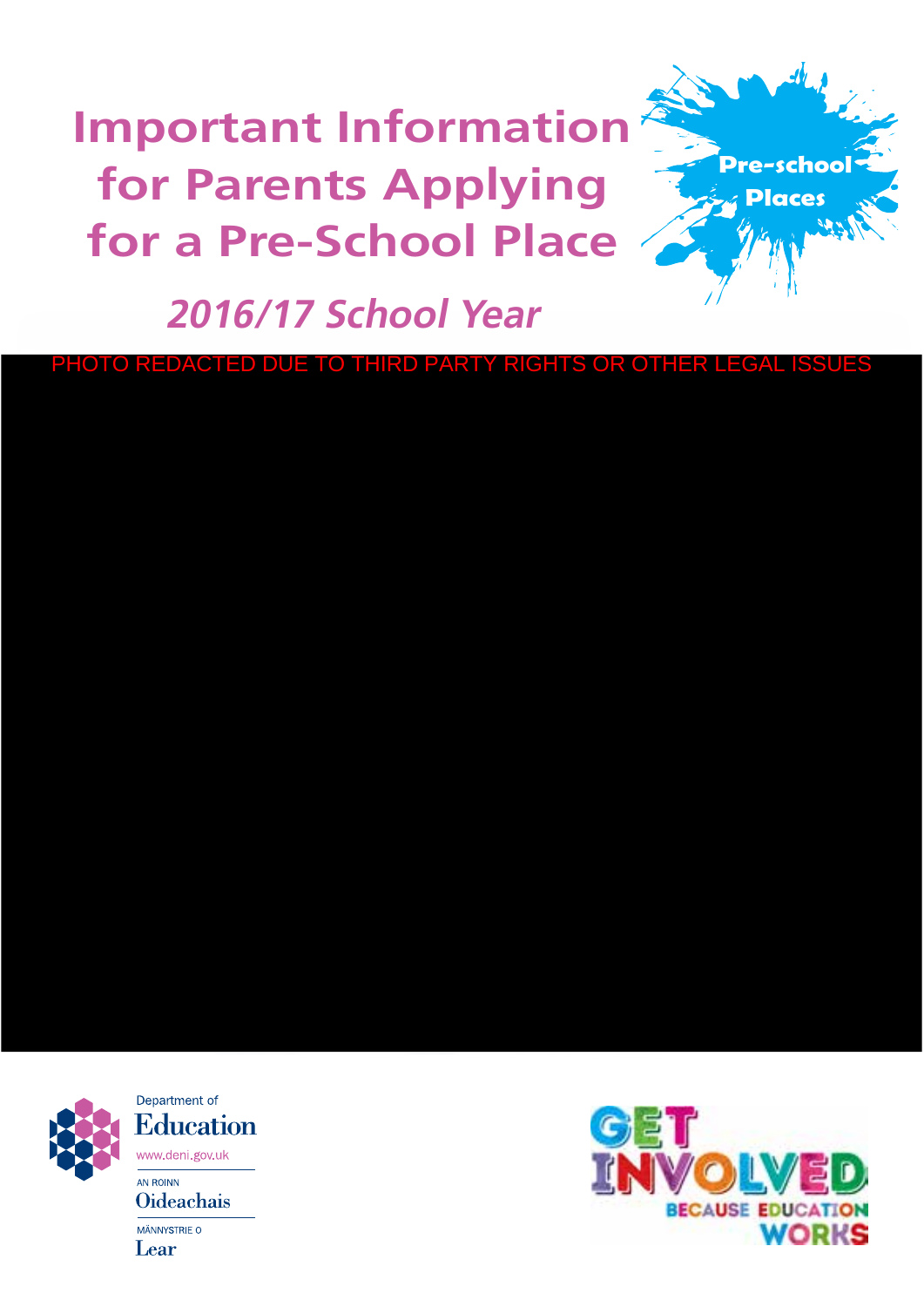# Important Information for Parents Applying for a Pre-School Place

Pre-school Places

*2016/17 School Year*

PHOTO REDACTED DUE TO THIRD PARTY RIGHTS OR OTHER LEGAL ISSUES

Department of Education
www.deni.gov.uk
AN ROINN Oideachais
MÄNNYSTRIE O Lear

GET INVOLVED BECAUSE EDUCATION WORKS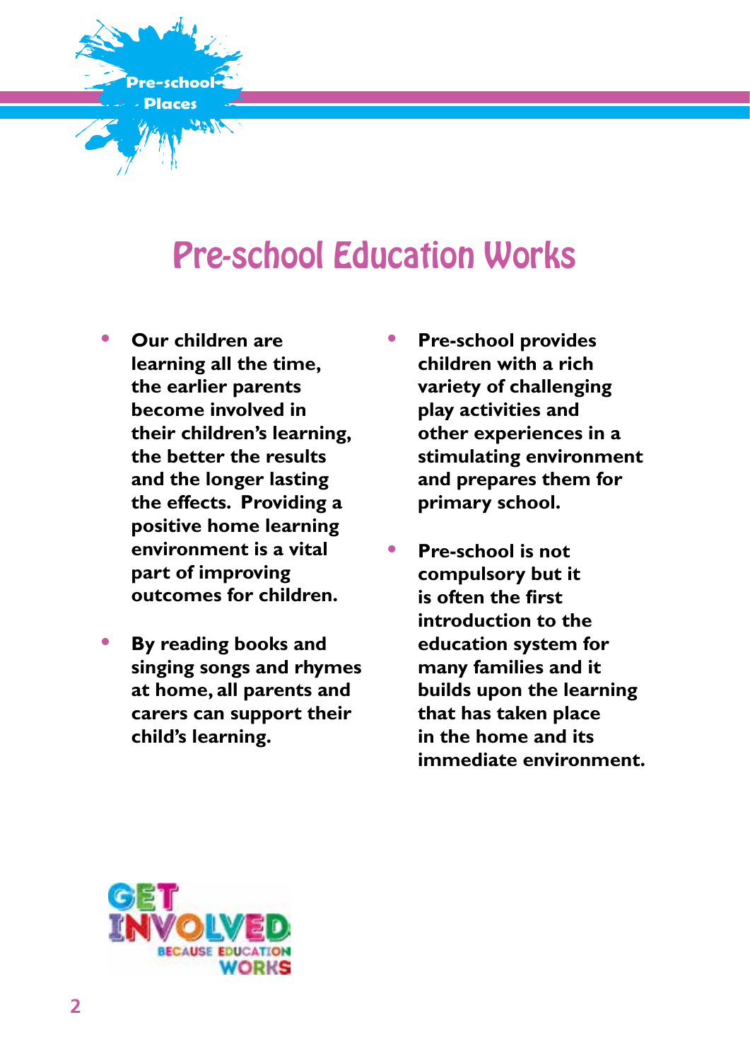# Pre-school Education Works

- **Our children are learning all the time, the earlier parents become involved in their children's learning, the better the results and the longer lasting the effects. Providing a positive home learning environment is a vital part of improving outcomes for children.**

- **By reading books and singing songs and rhymes at home, all parents and carers can support their child's learning.**

- **Pre-school provides children with a rich variety of challenging play activities and other experiences in a stimulating environment and prepares them for primary school.**

- **Pre-school is not compulsory but it is often the first introduction to the education system for many families and it builds upon the learning that has taken place in the home and its immediate environment.**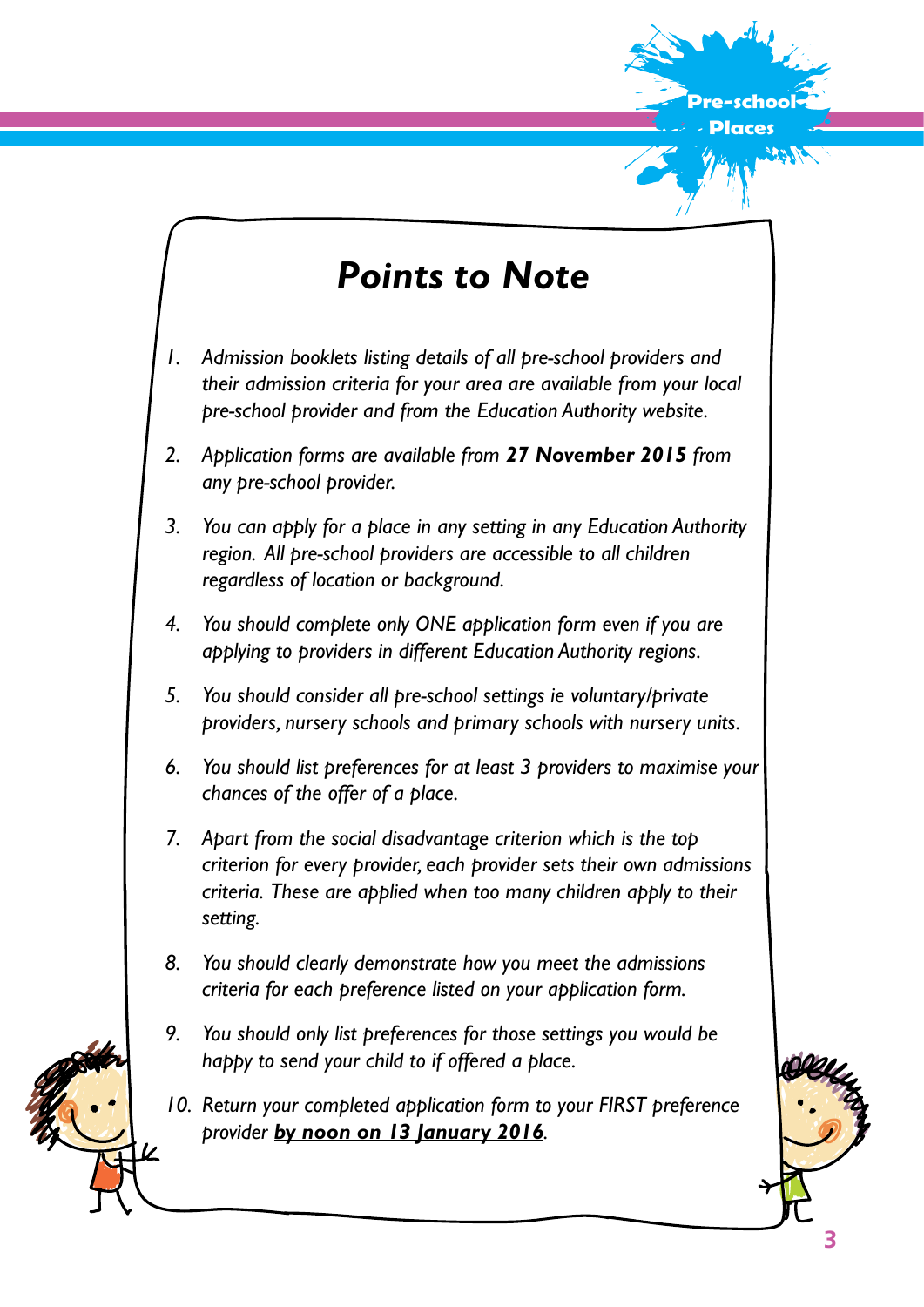# *Points to Note*

1. *Admission booklets listing details of all pre-school providers and their admission criteria for your area are available from your local pre-school provider and from the Education Authority website.*
2. *Application forms are available from* ***27 November 2015*** *from any pre-school provider.*
3. *You can apply for a place in any setting in any Education Authority region. All pre-school providers are accessible to all children regardless of location or background.*
4. *You should complete only ONE application form even if you are applying to providers in different Education Authority regions.*
5. *You should consider all pre-school settings ie voluntary/private providers, nursery schools and primary schools with nursery units.*
6. *You should list preferences for at least 3 providers to maximise your chances of the offer of a place.*
7. *Apart from the social disadvantage criterion which is the top criterion for every provider, each provider sets their own admissions criteria. These are applied when too many children apply to their setting.*
8. *You should clearly demonstrate how you meet the admissions criteria for each preference listed on your application form.*
9. *You should only list preferences for those settings you would be happy to send your child to if offered a place.*
10. *Return your completed application form to your FIRST preference provider* ***by noon on 13 January 2016****.*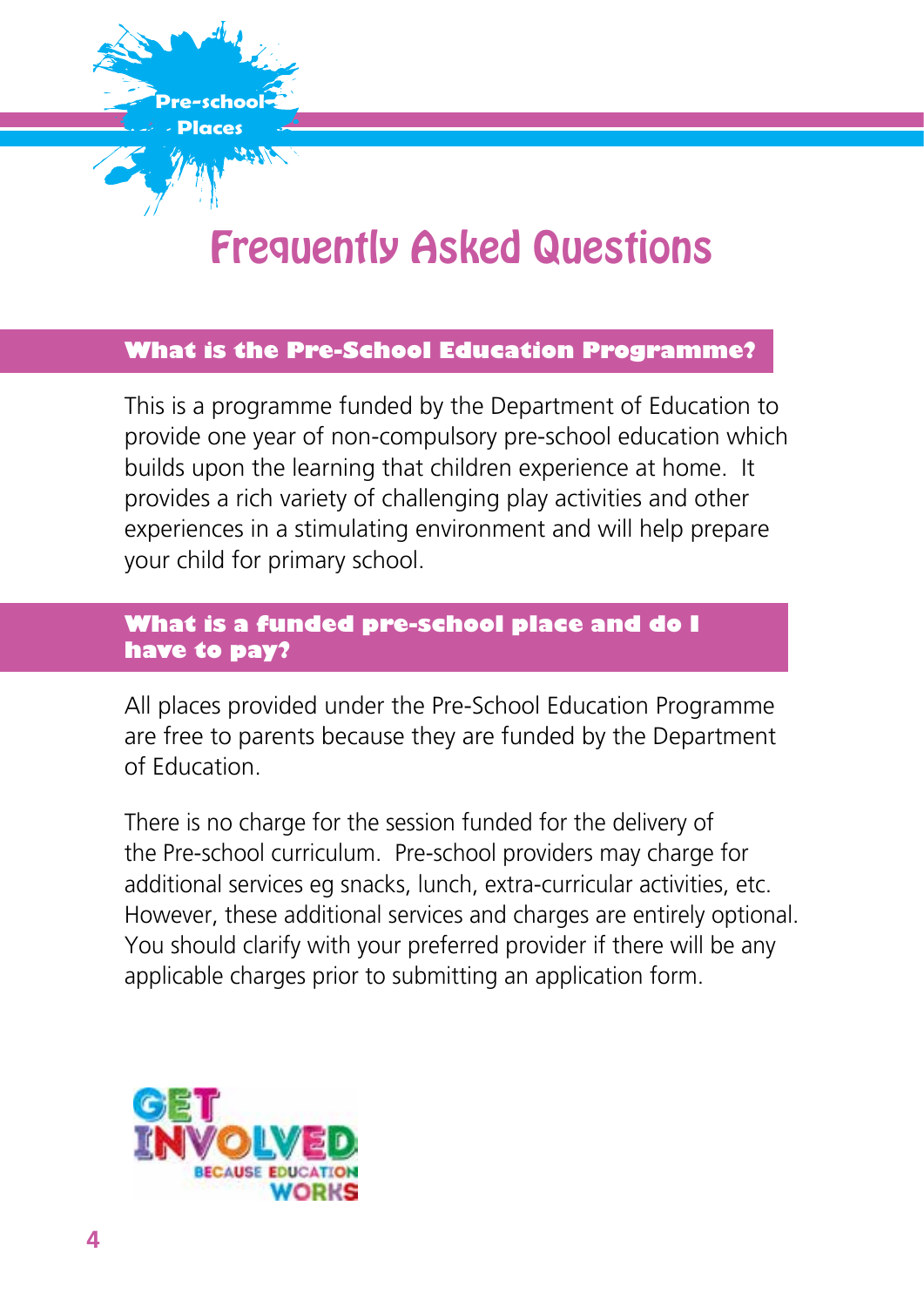# Frequently Asked Questions

## What is the Pre-School Education Programme?

This is a programme funded by the Department of Education to provide one year of non-compulsory pre-school education which builds upon the learning that children experience at home. It provides a rich variety of challenging play activities and other experiences in a stimulating environment and will help prepare your child for primary school.

## What is a funded pre-school place and do I have to pay?

All places provided under the Pre-School Education Programme are free to parents because they are funded by the Department of Education.

There is no charge for the session funded for the delivery of the Pre-school curriculum. Pre-school providers may charge for additional services eg snacks, lunch, extra-curricular activities, etc. However, these additional services and charges are entirely optional. You should clarify with your preferred provider if there will be any applicable charges prior to submitting an application form.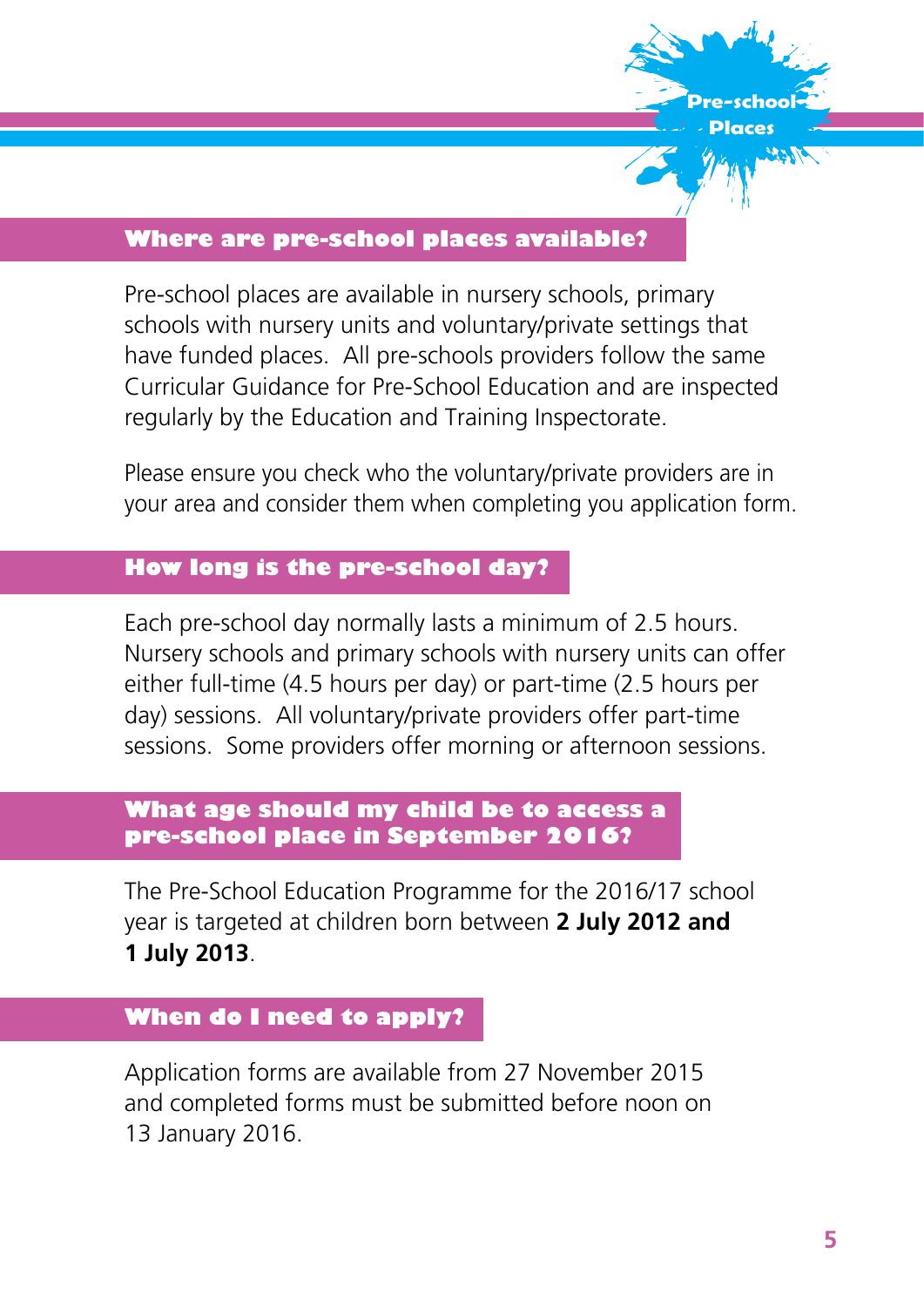# Pre-school Places

## Where are pre-school places available?

Pre-school places are available in nursery schools, primary schools with nursery units and voluntary/private settings that have funded places. All pre-schools providers follow the same Curricular Guidance for Pre-School Education and are inspected regularly by the Education and Training Inspectorate.

Please ensure you check who the voluntary/private providers are in your area and consider them when completing you application form.

## How long is the pre-school day?

Each pre-school day normally lasts a minimum of 2.5 hours. Nursery schools and primary schools with nursery units can offer either full-time (4.5 hours per day) or part-time (2.5 hours per day) sessions. All voluntary/private providers offer part-time sessions. Some providers offer morning or afternoon sessions.

## What age should my child be to access a pre-school place in September 2016?

The Pre-School Education Programme for the 2016/17 school year is targeted at children born between **2 July 2012 and 1 July 2013**.

## When do I need to apply?

Application forms are available from 27 November 2015 and completed forms must be submitted before noon on 13 January 2016.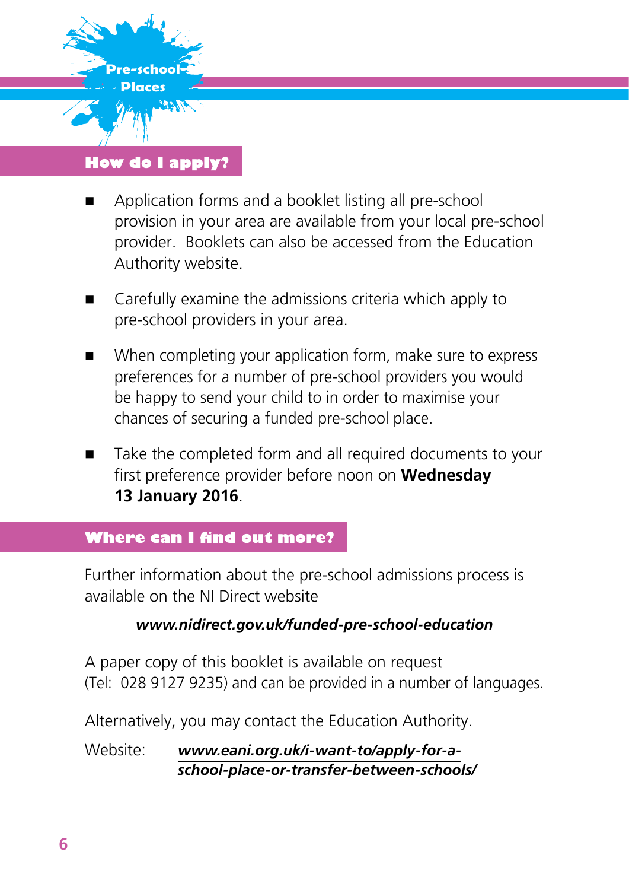Pre-school Places

## How do I apply?

- Application forms and a booklet listing all pre-school provision in your area are available from your local pre-school provider. Booklets can also be accessed from the Education Authority website.
- Carefully examine the admissions criteria which apply to pre-school providers in your area.
- When completing your application form, make sure to express preferences for a number of pre-school providers you would be happy to send your child to in order to maximise your chances of securing a funded pre-school place.
- Take the completed form and all required documents to your first preference provider before noon on **Wednesday 13 January 2016**.

## Where can I find out more?

Further information about the pre-school admissions process is available on the NI Direct website

***www.nidirect.gov.uk/funded-pre-school-education***

A paper copy of this booklet is available on request (Tel: 028 9127 9235) and can be provided in a number of languages.

Alternatively, you may contact the Education Authority.

Website: ***www.eani.org.uk/i-want-to/apply-for-a-school-place-or-transfer-between-schools/***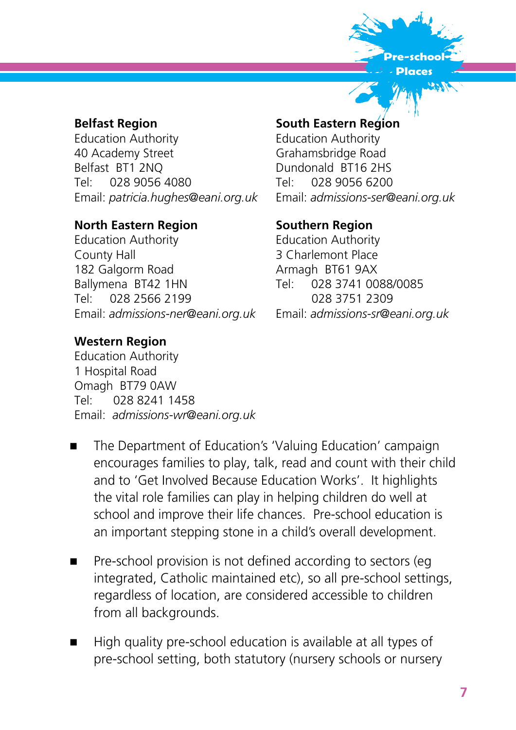**Belfast Region**
Education Authority
40 Academy Street
Belfast BT1 2NQ
Tel: 028 9056 4080
Email: *patricia.hughes@eani.org.uk*

**North Eastern Region**
Education Authority
County Hall
182 Galgorm Road
Ballymena BT42 1HN
Tel: 028 2566 2199
Email: *admissions-ner@eani.org.uk*

**Western Region**
Education Authority
1 Hospital Road
Omagh BT79 0AW
Tel: 028 8241 1458
Email: *admissions-wr@eani.org.uk*

**South Eastern Region**
Education Authority
Grahamsbridge Road
Dundonald BT16 2HS
Tel: 028 9056 6200
Email: *admissions-ser@eani.org.uk*

**Southern Region**
Education Authority
3 Charlemont Place
Armagh BT61 9AX
Tel: 028 3741 0088/0085
028 3751 2309
Email: *admissions-sr@eani.org.uk*

- The Department of Education's 'Valuing Education' campaign encourages families to play, talk, read and count with their child and to 'Get Involved Because Education Works'. It highlights the vital role families can play in helping children do well at school and improve their life chances. Pre-school education is an important stepping stone in a child's overall development.

- Pre-school provision is not defined according to sectors (eg integrated, Catholic maintained etc), so all pre-school settings, regardless of location, are considered accessible to children from all backgrounds.

- High quality pre-school education is available at all types of pre-school setting, both statutory (nursery schools or nursery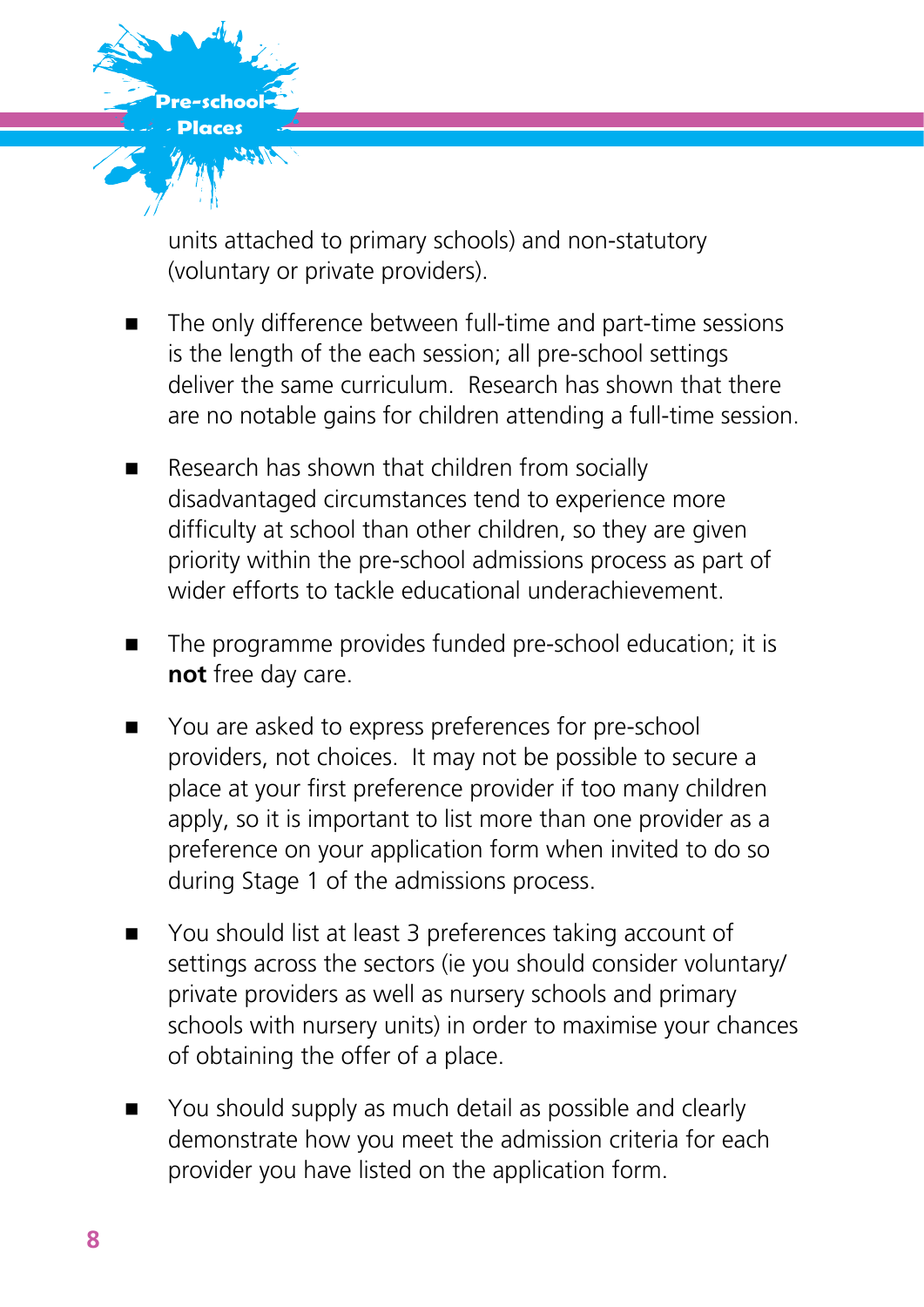units attached to primary schools) and non-statutory (voluntary or private providers).

- The only difference between full-time and part-time sessions is the length of the each session; all pre-school settings deliver the same curriculum. Research has shown that there are no notable gains for children attending a full-time session.

- Research has shown that children from socially disadvantaged circumstances tend to experience more difficulty at school than other children, so they are given priority within the pre-school admissions process as part of wider efforts to tackle educational underachievement.

- The programme provides funded pre-school education; it is **not** free day care.

- You are asked to express preferences for pre-school providers, not choices. It may not be possible to secure a place at your first preference provider if too many children apply, so it is important to list more than one provider as a preference on your application form when invited to do so during Stage 1 of the admissions process.

- You should list at least 3 preferences taking account of settings across the sectors (ie you should consider voluntary/ private providers as well as nursery schools and primary schools with nursery units) in order to maximise your chances of obtaining the offer of a place.

- You should supply as much detail as possible and clearly demonstrate how you meet the admission criteria for each provider you have listed on the application form.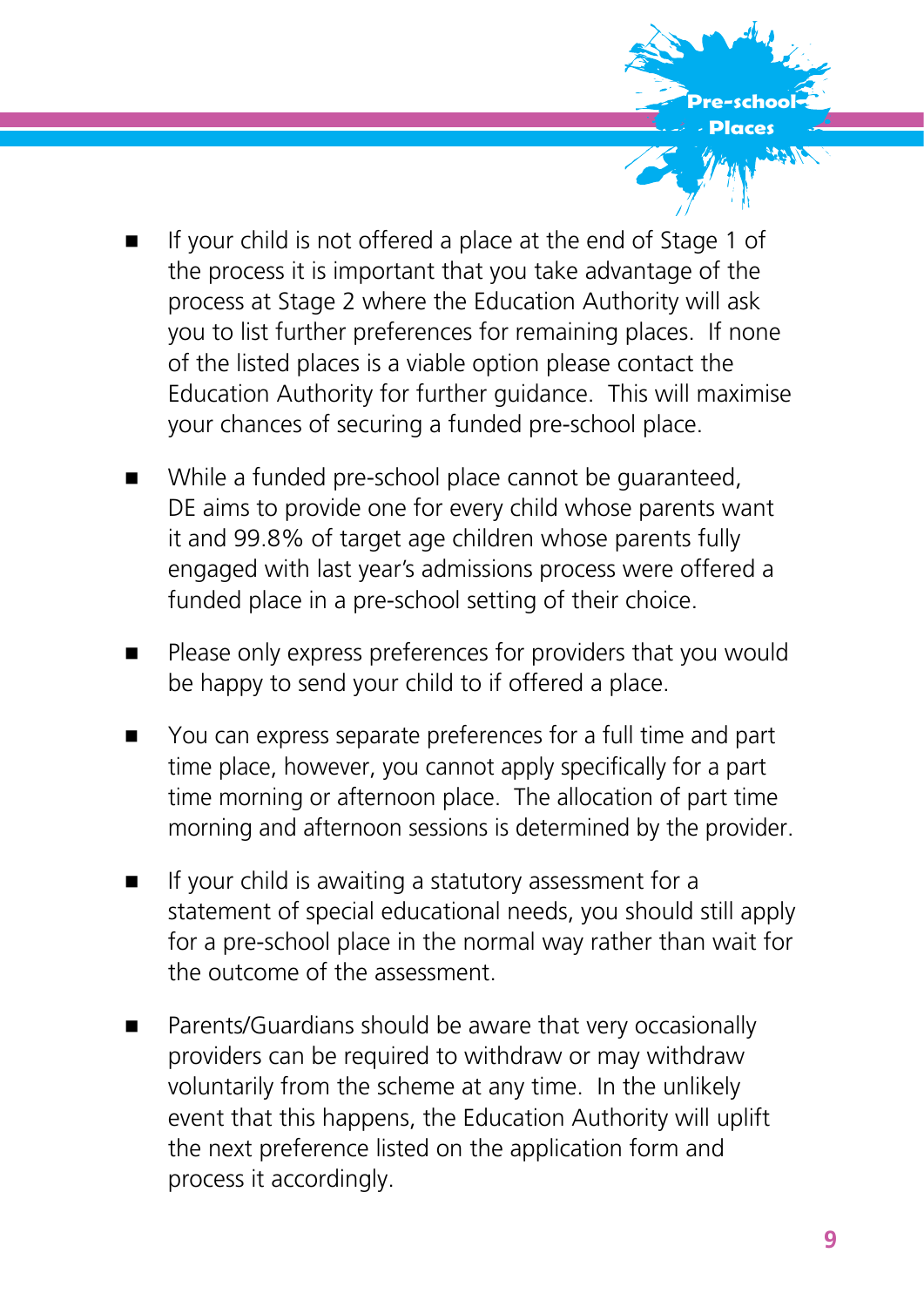- If your child is not offered a place at the end of Stage 1 of the process it is important that you take advantage of the process at Stage 2 where the Education Authority will ask you to list further preferences for remaining places. If none of the listed places is a viable option please contact the Education Authority for further guidance. This will maximise your chances of securing a funded pre-school place.

- While a funded pre-school place cannot be guaranteed, DE aims to provide one for every child whose parents want it and 99.8% of target age children whose parents fully engaged with last year's admissions process were offered a funded place in a pre-school setting of their choice.

- Please only express preferences for providers that you would be happy to send your child to if offered a place.

- You can express separate preferences for a full time and part time place, however, you cannot apply specifically for a part time morning or afternoon place. The allocation of part time morning and afternoon sessions is determined by the provider.

- If your child is awaiting a statutory assessment for a statement of special educational needs, you should still apply for a pre-school place in the normal way rather than wait for the outcome of the assessment.

- Parents/Guardians should be aware that very occasionally providers can be required to withdraw or may withdraw voluntarily from the scheme at any time. In the unlikely event that this happens, the Education Authority will uplift the next preference listed on the application form and process it accordingly.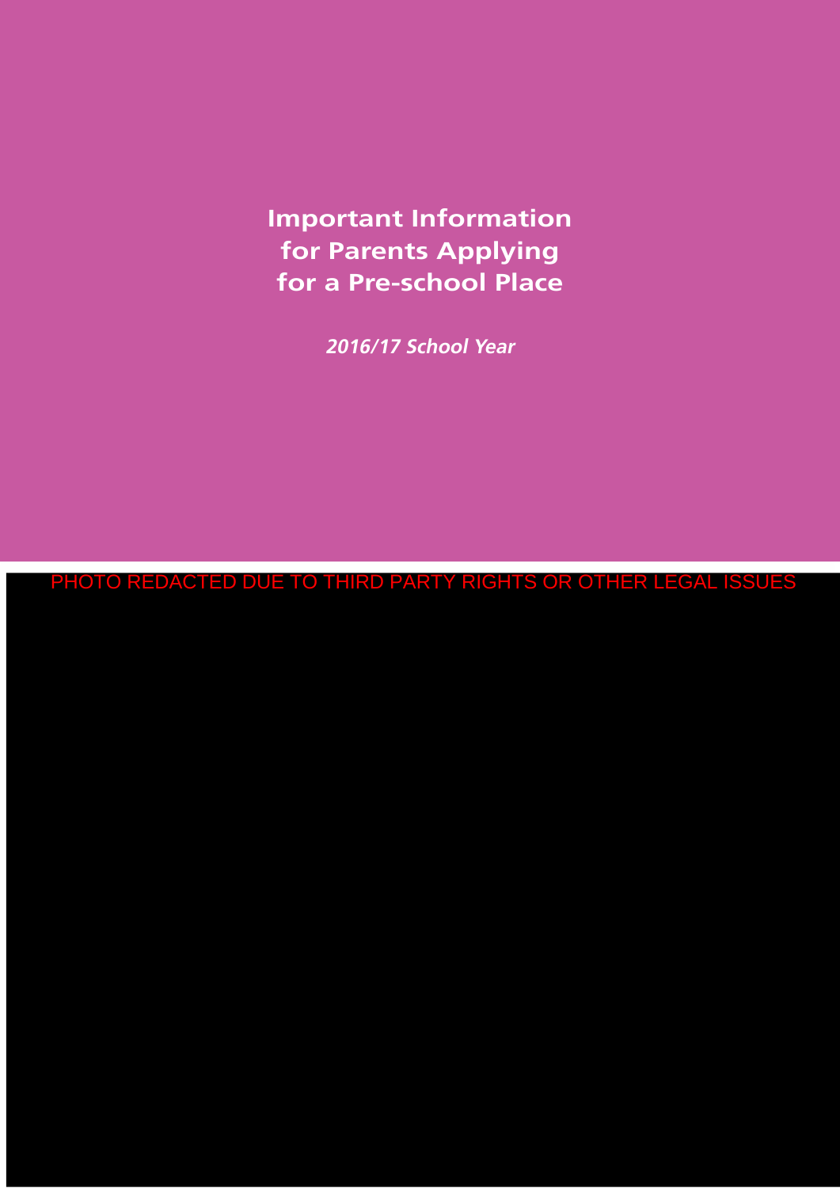# Important Information for Parents Applying for a Pre-school Place

*2016/17 School Year*

PHOTO REDACTED DUE TO THIRD PARTY RIGHTS OR OTHER LEGAL ISSUES